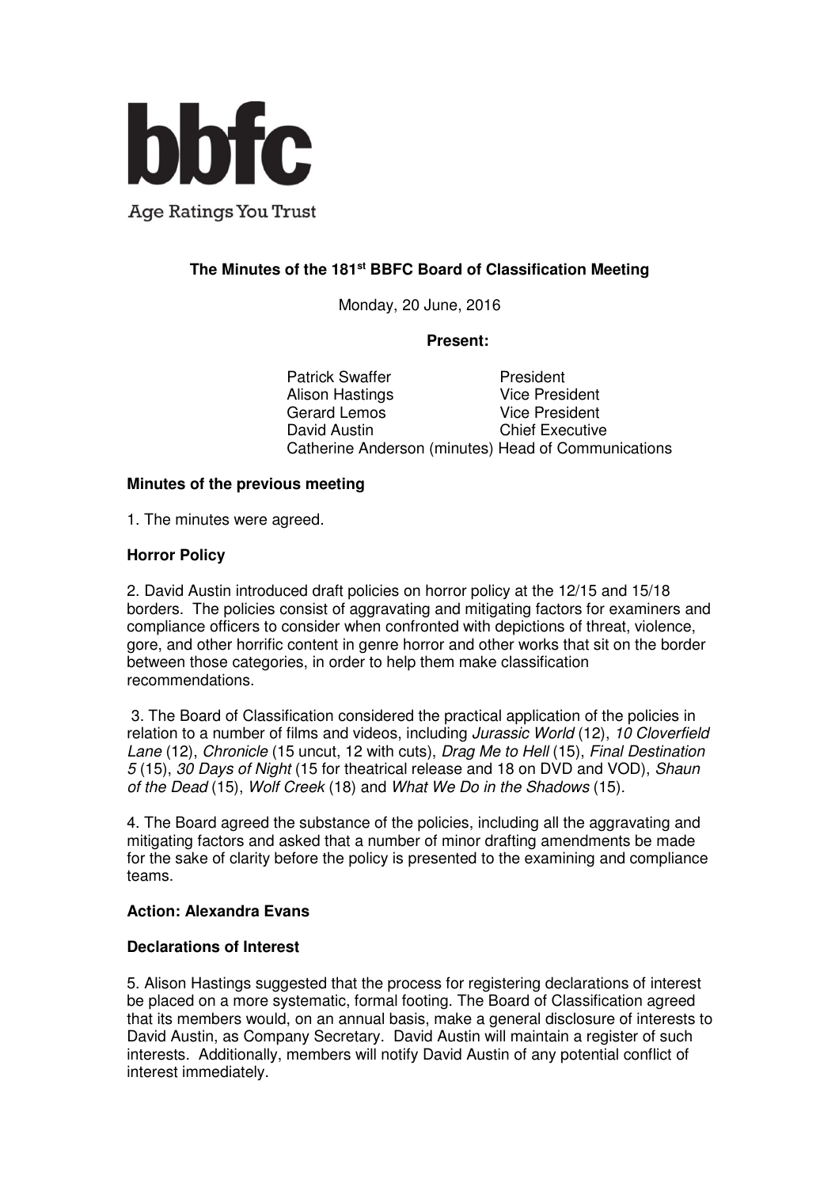**bbfc**

Age Ratings You Trust

# The Minutes of the 181st BBFC Board of Classification Meeting

Monday, 20 June, 2016

**Present:**

Patrick Swaffer — President
Alison Hastings — Vice President
Gerard Lemos — Vice President
David Austin — Chief Executive
Catherine Anderson (minutes) Head of Communications

## Minutes of the previous meeting

1. The minutes were agreed.

## Horror Policy

2. David Austin introduced draft policies on horror policy at the 12/15 and 15/18 borders. The policies consist of aggravating and mitigating factors for examiners and compliance officers to consider when confronted with depictions of threat, violence, gore, and other horrific content in genre horror and other works that sit on the border between those categories, in order to help them make classification recommendations.

3. The Board of Classification considered the practical application of the policies in relation to a number of films and videos, including *Jurassic World* (12), *10 Cloverfield Lane* (12), *Chronicle* (15 uncut, 12 with cuts), *Drag Me to Hell* (15), *Final Destination 5* (15), *30 Days of Night* (15 for theatrical release and 18 on DVD and VOD), *Shaun of the Dead* (15), *Wolf Creek* (18) and *What We Do in the Shadows* (15).

4. The Board agreed the substance of the policies, including all the aggravating and mitigating factors and asked that a number of minor drafting amendments be made for the sake of clarity before the policy is presented to the examining and compliance teams.

**Action: Alexandra Evans**

## Declarations of Interest

5. Alison Hastings suggested that the process for registering declarations of interest be placed on a more systematic, formal footing. The Board of Classification agreed that its members would, on an annual basis, make a general disclosure of interests to David Austin, as Company Secretary. David Austin will maintain a register of such interests. Additionally, members will notify David Austin of any potential conflict of interest immediately.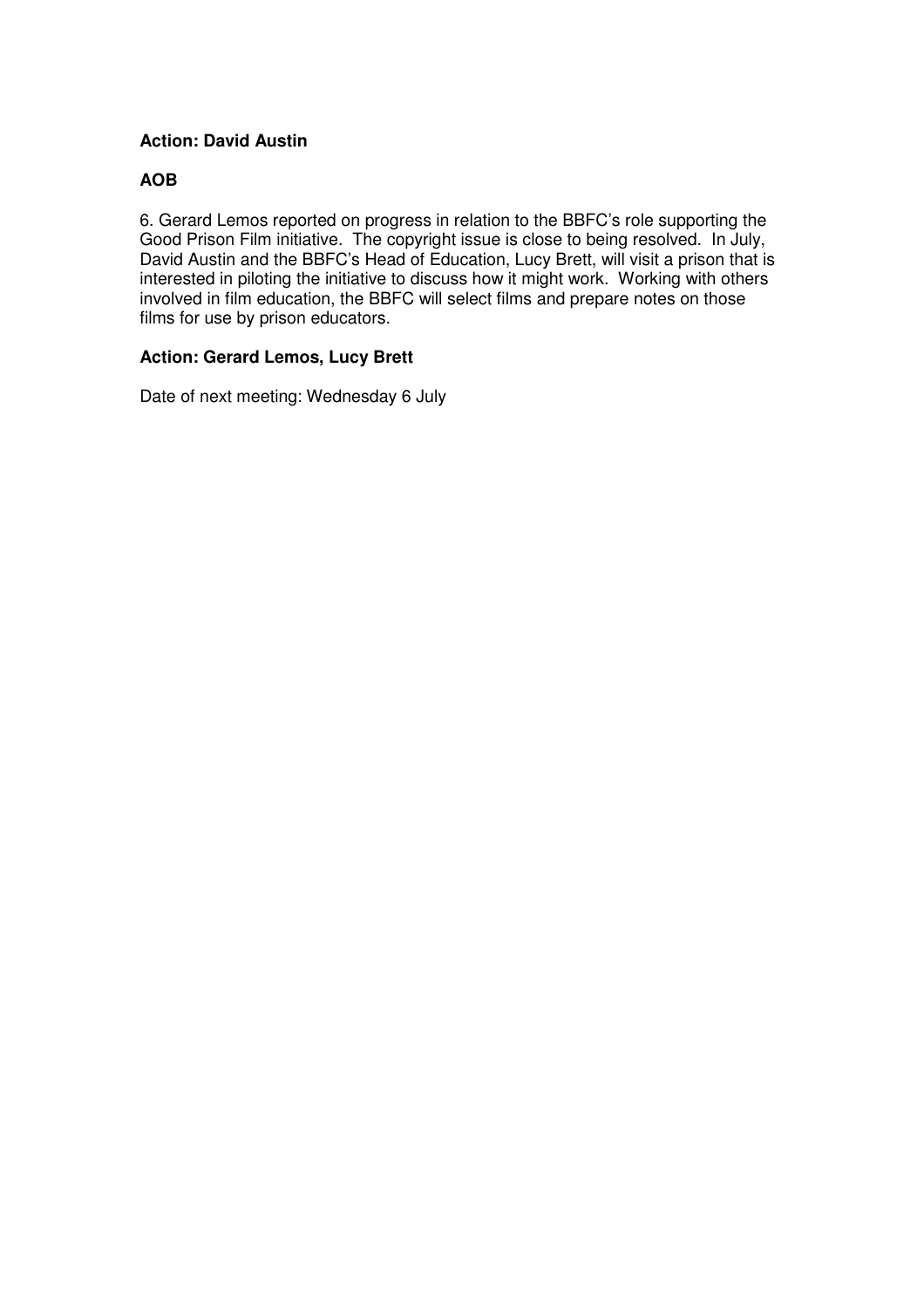**Action: David Austin**

**AOB**

6. Gerard Lemos reported on progress in relation to the BBFC's role supporting the Good Prison Film initiative. The copyright issue is close to being resolved. In July, David Austin and the BBFC's Head of Education, Lucy Brett, will visit a prison that is interested in piloting the initiative to discuss how it might work. Working with others involved in film education, the BBFC will select films and prepare notes on those films for use by prison educators.

**Action: Gerard Lemos, Lucy Brett**

Date of next meeting: Wednesday 6 July